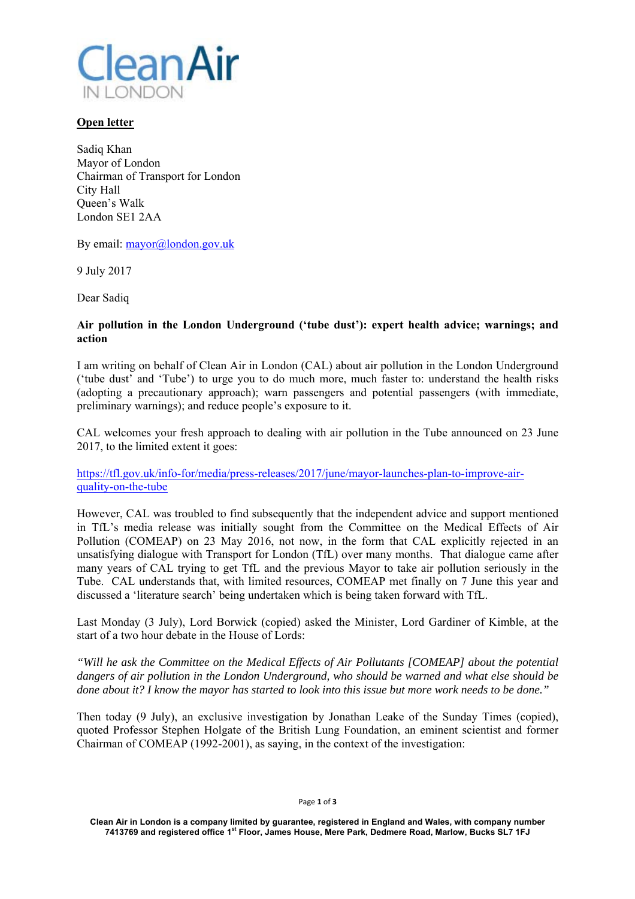# Clean Air IN LONDON

**Open letter**

Sadiq Khan
Mayor of London
Chairman of Transport for London
City Hall
Queen's Walk
London SE1 2AA

By email: mayor@london.gov.uk

9 July 2017

Dear Sadiq

**Air pollution in the London Underground ('tube dust'): expert health advice; warnings; and action**

I am writing on behalf of Clean Air in London (CAL) about air pollution in the London Underground ('tube dust' and 'Tube') to urge you to do much more, much faster to: understand the health risks (adopting a precautionary approach); warn passengers and potential passengers (with immediate, preliminary warnings); and reduce people's exposure to it.

CAL welcomes your fresh approach to dealing with air pollution in the Tube announced on 23 June 2017, to the limited extent it goes:

https://tfl.gov.uk/info-for/media/press-releases/2017/june/mayor-launches-plan-to-improve-air-quality-on-the-tube

However, CAL was troubled to find subsequently that the independent advice and support mentioned in TfL's media release was initially sought from the Committee on the Medical Effects of Air Pollution (COMEAP) on 23 May 2016, not now, in the form that CAL explicitly rejected in an unsatisfying dialogue with Transport for London (TfL) over many months. That dialogue came after many years of CAL trying to get TfL and the previous Mayor to take air pollution seriously in the Tube. CAL understands that, with limited resources, COMEAP met finally on 7 June this year and discussed a 'literature search' being undertaken which is being taken forward with TfL.

Last Monday (3 July), Lord Borwick (copied) asked the Minister, Lord Gardiner of Kimble, at the start of a two hour debate in the House of Lords:

*"Will he ask the Committee on the Medical Effects of Air Pollutants [COMEAP] about the potential dangers of air pollution in the London Underground, who should be warned and what else should be done about it? I know the mayor has started to look into this issue but more work needs to be done."*

Then today (9 July), an exclusive investigation by Jonathan Leake of the Sunday Times (copied), quoted Professor Stephen Holgate of the British Lung Foundation, an eminent scientist and former Chairman of COMEAP (1992-2001), as saying, in the context of the investigation:

Clean Air in London is a company limited by guarantee, registered in England and Wales, with company number 7413769 and registered office 1st Floor, James House, Mere Park, Dedmere Road, Marlow, Bucks SL7 1FJ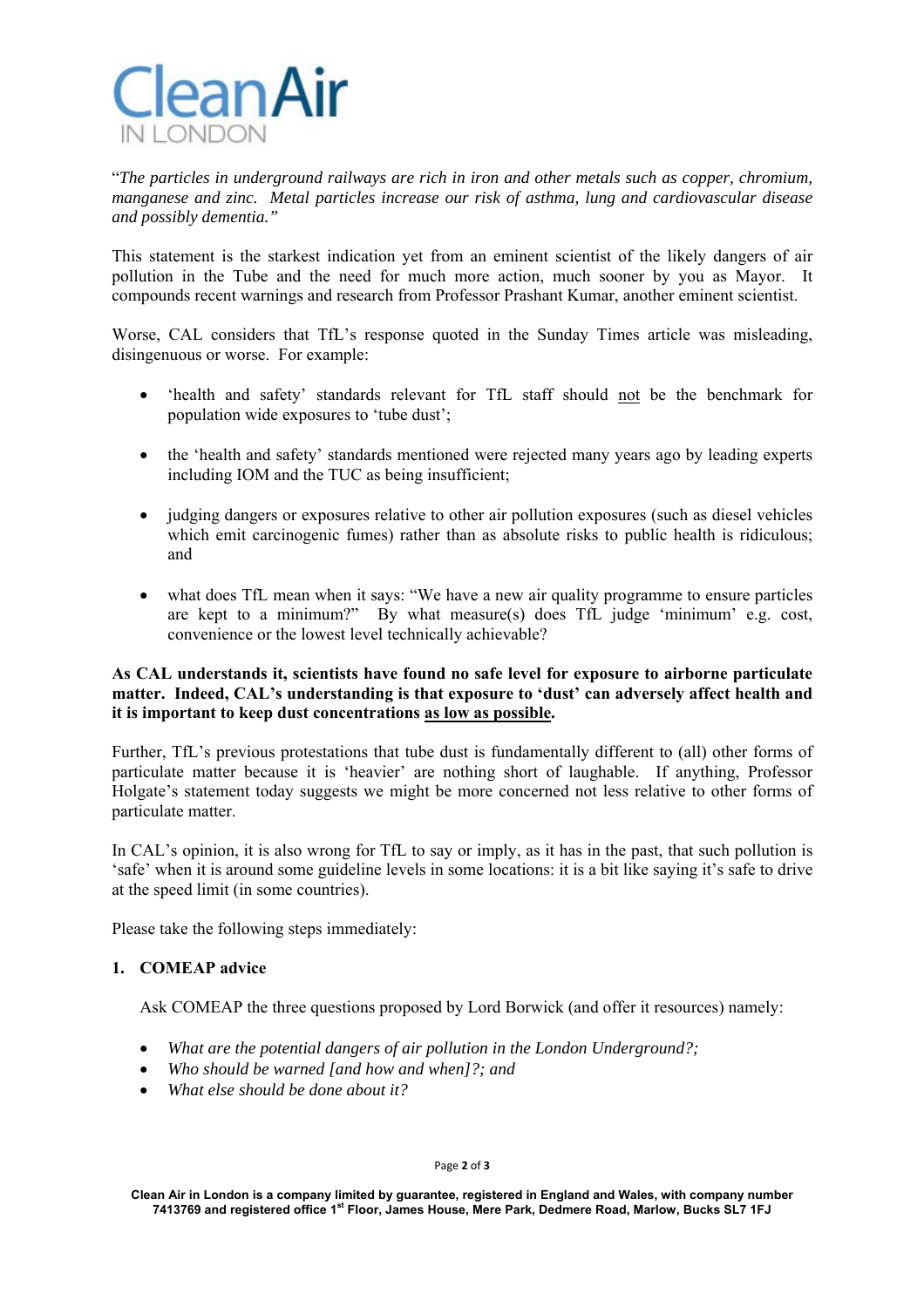"*The particles in underground railways are rich in iron and other metals such as copper, chromium, manganese and zinc. Metal particles increase our risk of asthma, lung and cardiovascular disease and possibly dementia.*"

This statement is the starkest indication yet from an eminent scientist of the likely dangers of air pollution in the Tube and the need for much more action, much sooner by you as Mayor. It compounds recent warnings and research from Professor Prashant Kumar, another eminent scientist.

Worse, CAL considers that TfL's response quoted in the Sunday Times article was misleading, disingenuous or worse. For example:

- 'health and safety' standards relevant for TfL staff should <u>not</u> be the benchmark for population wide exposures to 'tube dust';
- the 'health and safety' standards mentioned were rejected many years ago by leading experts including IOM and the TUC as being insufficient;
- judging dangers or exposures relative to other air pollution exposures (such as diesel vehicles which emit carcinogenic fumes) rather than as absolute risks to public health is ridiculous; and
- what does TfL mean when it says: "We have a new air quality programme to ensure particles are kept to a minimum?" By what measure(s) does TfL judge 'minimum' e.g. cost, convenience or the lowest level technically achievable?

**As CAL understands it, scientists have found no safe level for exposure to airborne particulate matter. Indeed, CAL's understanding is that exposure to 'dust' can adversely affect health and it is important to keep dust concentrations <u>as low as possible</u>.**

Further, TfL's previous protestations that tube dust is fundamentally different to (all) other forms of particulate matter because it is 'heavier' are nothing short of laughable. If anything, Professor Holgate's statement today suggests we might be more concerned not less relative to other forms of particulate matter.

In CAL's opinion, it is also wrong for TfL to say or imply, as it has in the past, that such pollution is 'safe' when it is around some guideline levels in some locations: it is a bit like saying it's safe to drive at the speed limit (in some countries).

Please take the following steps immediately:

**1. COMEAP advice**

Ask COMEAP the three questions proposed by Lord Borwick (and offer it resources) namely:

- *What are the potential dangers of air pollution in the London Underground?;*
- *Who should be warned [and how and when]?; and*
- *What else should be done about it?*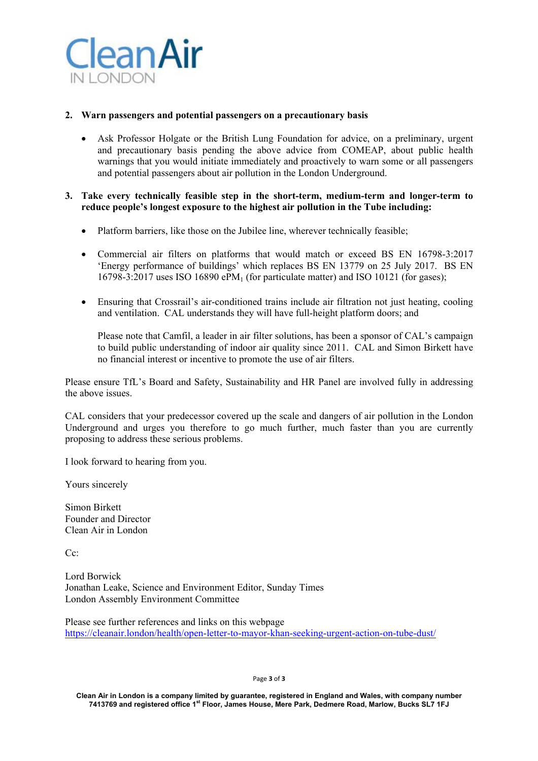**Clean Air IN LONDON**

2. **Warn passengers and potential passengers on a precautionary basis**

   - Ask Professor Holgate or the British Lung Foundation for advice, on a preliminary, urgent and precautionary basis pending the above advice from COMEAP, about public health warnings that you would initiate immediately and proactively to warn some or all passengers and potential passengers about air pollution in the London Underground.

3. **Take every technically feasible step in the short-term, medium-term and longer-term to reduce people's longest exposure to the highest air pollution in the Tube including:**

   - Platform barriers, like those on the Jubilee line, wherever technically feasible;

   - Commercial air filters on platforms that would match or exceed BS EN 16798-3:2017 'Energy performance of buildings' which replaces BS EN 13779 on 25 July 2017. BS EN 16798-3:2017 uses ISO 16890 $ePM_1$ (for particulate matter) and ISO 10121 (for gases);

   - Ensuring that Crossrail's air-conditioned trains include air filtration not just heating, cooling and ventilation. CAL understands they will have full-height platform doors; and

   Please note that Camfil, a leader in air filter solutions, has been a sponsor of CAL's campaign to build public understanding of indoor air quality since 2011. CAL and Simon Birkett have no financial interest or incentive to promote the use of air filters.

Please ensure TfL's Board and Safety, Sustainability and HR Panel are involved fully in addressing the above issues.

CAL considers that your predecessor covered up the scale and dangers of air pollution in the London Underground and urges you therefore to go much further, much faster than you are currently proposing to address these serious problems.

I look forward to hearing from you.

Yours sincerely

Simon Birkett
Founder and Director
Clean Air in London

Cc:

Lord Borwick
Jonathan Leake, Science and Environment Editor, Sunday Times
London Assembly Environment Committee

Please see further references and links on this webpage
https://cleanair.london/health/open-letter-to-mayor-khan-seeking-urgent-action-on-tube-dust/

**Clean Air in London is a company limited by guarantee, registered in England and Wales, with company number 7413769 and registered office 1st Floor, James House, Mere Park, Dedmere Road, Marlow, Bucks SL7 1FJ**